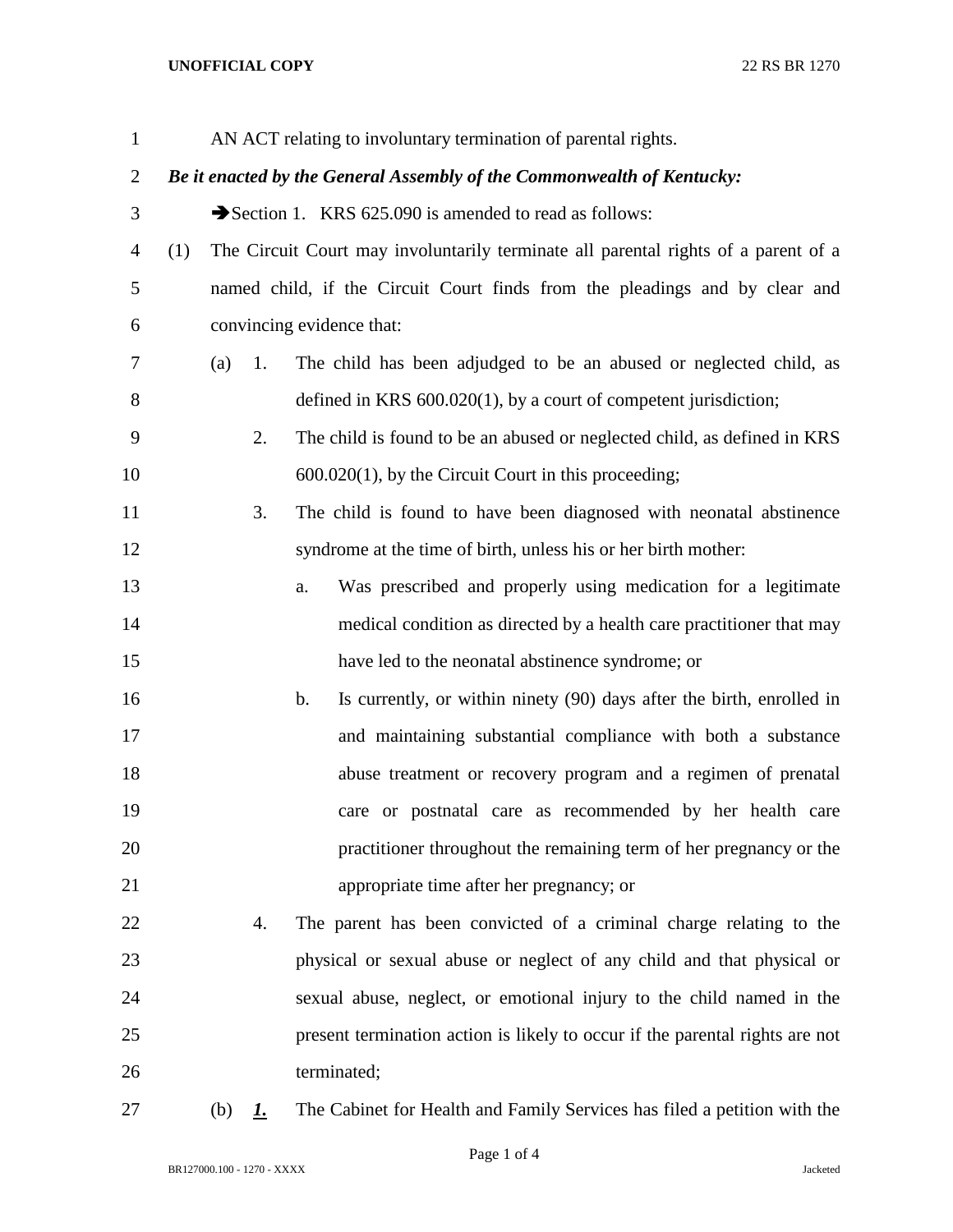AN ACT relating to involuntary termination of parental rights.

***Be it enacted by the General Assembly of the Commonwealth of Kentucky:***

➔Section 1. KRS 625.090 is amended to read as follows:

(1) The Circuit Court may involuntarily terminate all parental rights of a parent of a named child, if the Circuit Court finds from the pleadings and by clear and convincing evidence that:

(a) 1. The child has been adjudged to be an abused or neglected child, as defined in KRS 600.020(1), by a court of competent jurisdiction;

2. The child is found to be an abused or neglected child, as defined in KRS 600.020(1), by the Circuit Court in this proceeding;

3. The child is found to have been diagnosed with neonatal abstinence syndrome at the time of birth, unless his or her birth mother:

a. Was prescribed and properly using medication for a legitimate medical condition as directed by a health care practitioner that may have led to the neonatal abstinence syndrome; or

b. Is currently, or within ninety (90) days after the birth, enrolled in and maintaining substantial compliance with both a substance abuse treatment or recovery program and a regimen of prenatal care or postnatal care as recommended by her health care practitioner throughout the remaining term of her pregnancy or the appropriate time after her pregnancy; or

4. The parent has been convicted of a criminal charge relating to the physical or sexual abuse or neglect of any child and that physical or sexual abuse, neglect, or emotional injury to the child named in the present termination action is likely to occur if the parental rights are not terminated;

(b) ***1.*** The Cabinet for Health and Family Services has filed a petition with the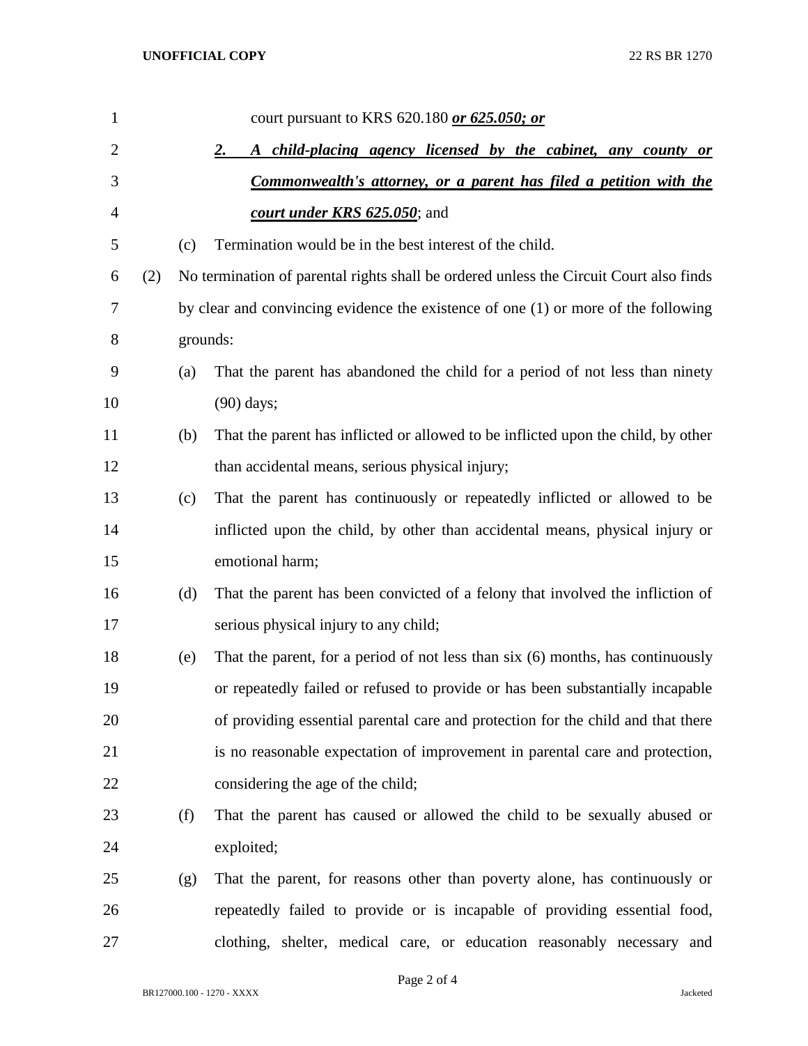court pursuant to KRS 620.180 ***or 625.050; or***

***2. A child-placing agency licensed by the cabinet, any county or Commonwealth's attorney, or a parent has filed a petition with the court under KRS 625.050***; and

(c) Termination would be in the best interest of the child.

(2) No termination of parental rights shall be ordered unless the Circuit Court also finds by clear and convincing evidence the existence of one (1) or more of the following grounds:

(a) That the parent has abandoned the child for a period of not less than ninety (90) days;

(b) That the parent has inflicted or allowed to be inflicted upon the child, by other than accidental means, serious physical injury;

(c) That the parent has continuously or repeatedly inflicted or allowed to be inflicted upon the child, by other than accidental means, physical injury or emotional harm;

(d) That the parent has been convicted of a felony that involved the infliction of serious physical injury to any child;

(e) That the parent, for a period of not less than six (6) months, has continuously or repeatedly failed or refused to provide or has been substantially incapable of providing essential parental care and protection for the child and that there is no reasonable expectation of improvement in parental care and protection, considering the age of the child;

(f) That the parent has caused or allowed the child to be sexually abused or exploited;

(g) That the parent, for reasons other than poverty alone, has continuously or repeatedly failed to provide or is incapable of providing essential food, clothing, shelter, medical care, or education reasonably necessary and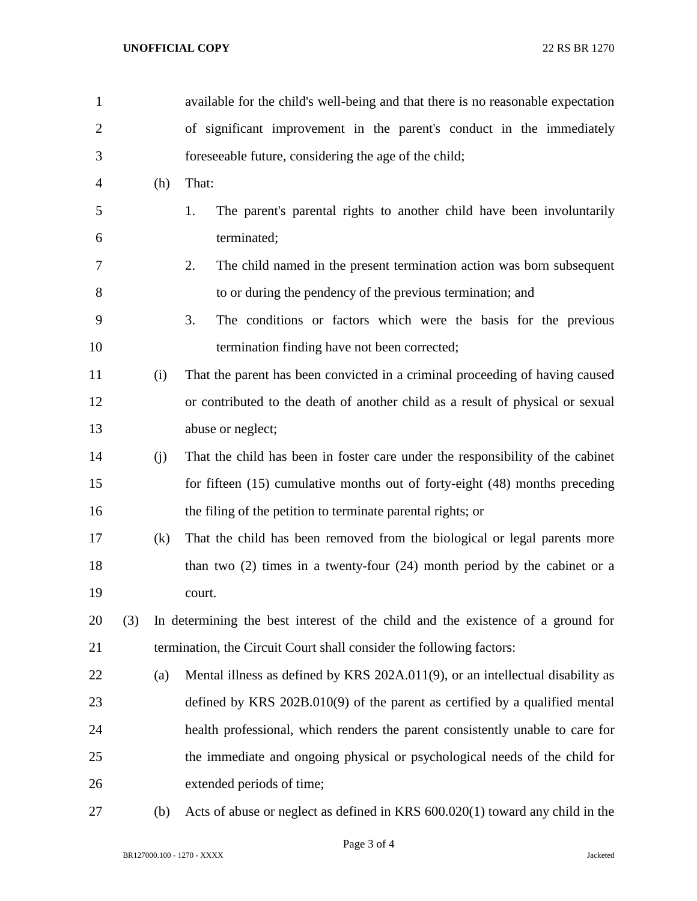available for the child's well-being and that there is no reasonable expectation of significant improvement in the parent's conduct in the immediately foreseeable future, considering the age of the child;

(h) That:

1. The parent's parental rights to another child have been involuntarily terminated;

2. The child named in the present termination action was born subsequent to or during the pendency of the previous termination; and

3. The conditions or factors which were the basis for the previous termination finding have not been corrected;

(i) That the parent has been convicted in a criminal proceeding of having caused or contributed to the death of another child as a result of physical or sexual abuse or neglect;

(j) That the child has been in foster care under the responsibility of the cabinet for fifteen (15) cumulative months out of forty-eight (48) months preceding the filing of the petition to terminate parental rights; or

(k) That the child has been removed from the biological or legal parents more than two (2) times in a twenty-four (24) month period by the cabinet or a court.

(3) In determining the best interest of the child and the existence of a ground for termination, the Circuit Court shall consider the following factors:

(a) Mental illness as defined by KRS 202A.011(9), or an intellectual disability as defined by KRS 202B.010(9) of the parent as certified by a qualified mental health professional, which renders the parent consistently unable to care for the immediate and ongoing physical or psychological needs of the child for extended periods of time;

(b) Acts of abuse or neglect as defined in KRS 600.020(1) toward any child in the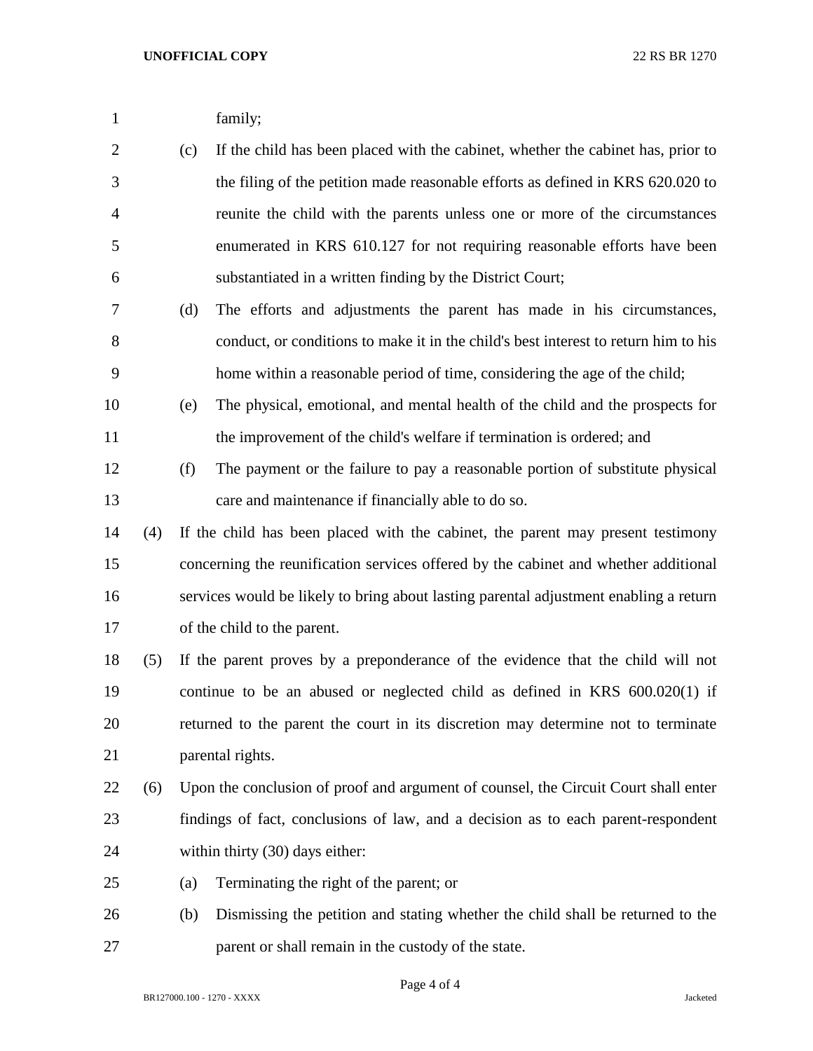family;

(c) If the child has been placed with the cabinet, whether the cabinet has, prior to the filing of the petition made reasonable efforts as defined in KRS 620.020 to reunite the child with the parents unless one or more of the circumstances enumerated in KRS 610.127 for not requiring reasonable efforts have been substantiated in a written finding by the District Court;

(d) The efforts and adjustments the parent has made in his circumstances, conduct, or conditions to make it in the child's best interest to return him to his home within a reasonable period of time, considering the age of the child;

(e) The physical, emotional, and mental health of the child and the prospects for the improvement of the child's welfare if termination is ordered; and

(f) The payment or the failure to pay a reasonable portion of substitute physical care and maintenance if financially able to do so.

(4) If the child has been placed with the cabinet, the parent may present testimony concerning the reunification services offered by the cabinet and whether additional services would be likely to bring about lasting parental adjustment enabling a return of the child to the parent.

(5) If the parent proves by a preponderance of the evidence that the child will not continue to be an abused or neglected child as defined in KRS 600.020(1) if returned to the parent the court in its discretion may determine not to terminate parental rights.

(6) Upon the conclusion of proof and argument of counsel, the Circuit Court shall enter findings of fact, conclusions of law, and a decision as to each parent-respondent within thirty (30) days either:

(a) Terminating the right of the parent; or

(b) Dismissing the petition and stating whether the child shall be returned to the parent or shall remain in the custody of the state.